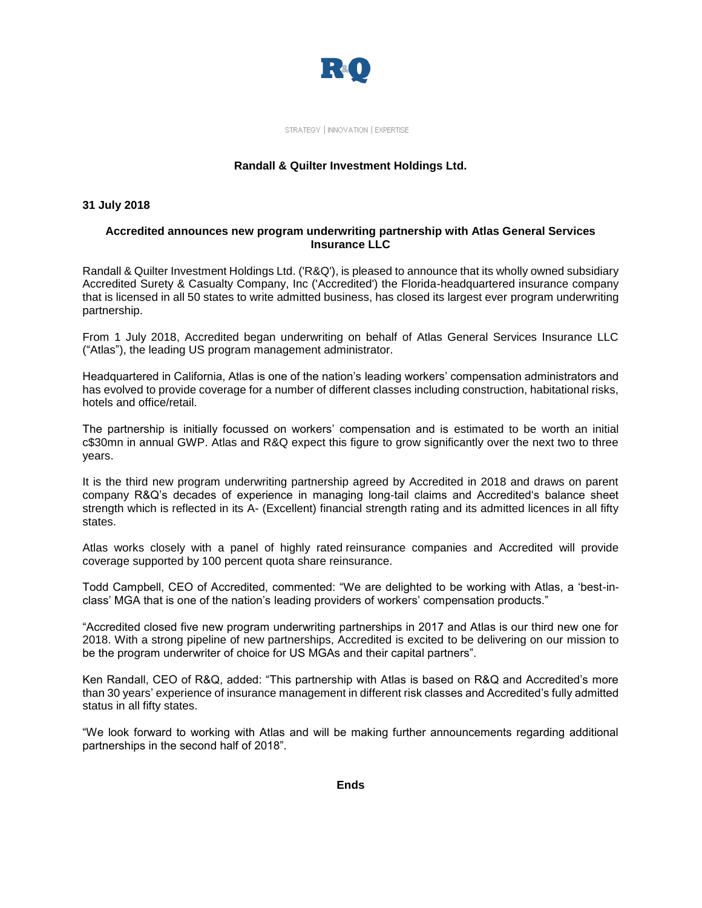STRATEGY | INNOVATION | EXPERTISE

**Randall & Quilter Investment Holdings Ltd.**

**31 July 2018**

**Accredited announces new program underwriting partnership with Atlas General Services Insurance LLC**

Randall & Quilter Investment Holdings Ltd. ('R&Q'), is pleased to announce that its wholly owned subsidiary Accredited Surety & Casualty Company, Inc ('Accredited') the Florida-headquartered insurance company that is licensed in all 50 states to write admitted business, has closed its largest ever program underwriting partnership.

From 1 July 2018, Accredited began underwriting on behalf of Atlas General Services Insurance LLC ("Atlas"), the leading US program management administrator.

Headquartered in California, Atlas is one of the nation's leading workers' compensation administrators and has evolved to provide coverage for a number of different classes including construction, habitational risks, hotels and office/retail.

The partnership is initially focussed on workers' compensation and is estimated to be worth an initial c$30mn in annual GWP. Atlas and R&Q expect this figure to grow significantly over the next two to three years.

It is the third new program underwriting partnership agreed by Accredited in 2018 and draws on parent company R&Q's decades of experience in managing long-tail claims and Accredited's balance sheet strength which is reflected in its A- (Excellent) financial strength rating and its admitted licences in all fifty states.

Atlas works closely with a panel of highly rated reinsurance companies and Accredited will provide coverage supported by 100 percent quota share reinsurance.

Todd Campbell, CEO of Accredited, commented: "We are delighted to be working with Atlas, a 'best-in-class' MGA that is one of the nation's leading providers of workers' compensation products."

"Accredited closed five new program underwriting partnerships in 2017 and Atlas is our third new one for 2018. With a strong pipeline of new partnerships, Accredited is excited to be delivering on our mission to be the program underwriter of choice for US MGAs and their capital partners".

Ken Randall, CEO of R&Q, added: "This partnership with Atlas is based on R&Q and Accredited's more than 30 years' experience of insurance management in different risk classes and Accredited's fully admitted status in all fifty states.

"We look forward to working with Atlas and will be making further announcements regarding additional partnerships in the second half of 2018".

**Ends**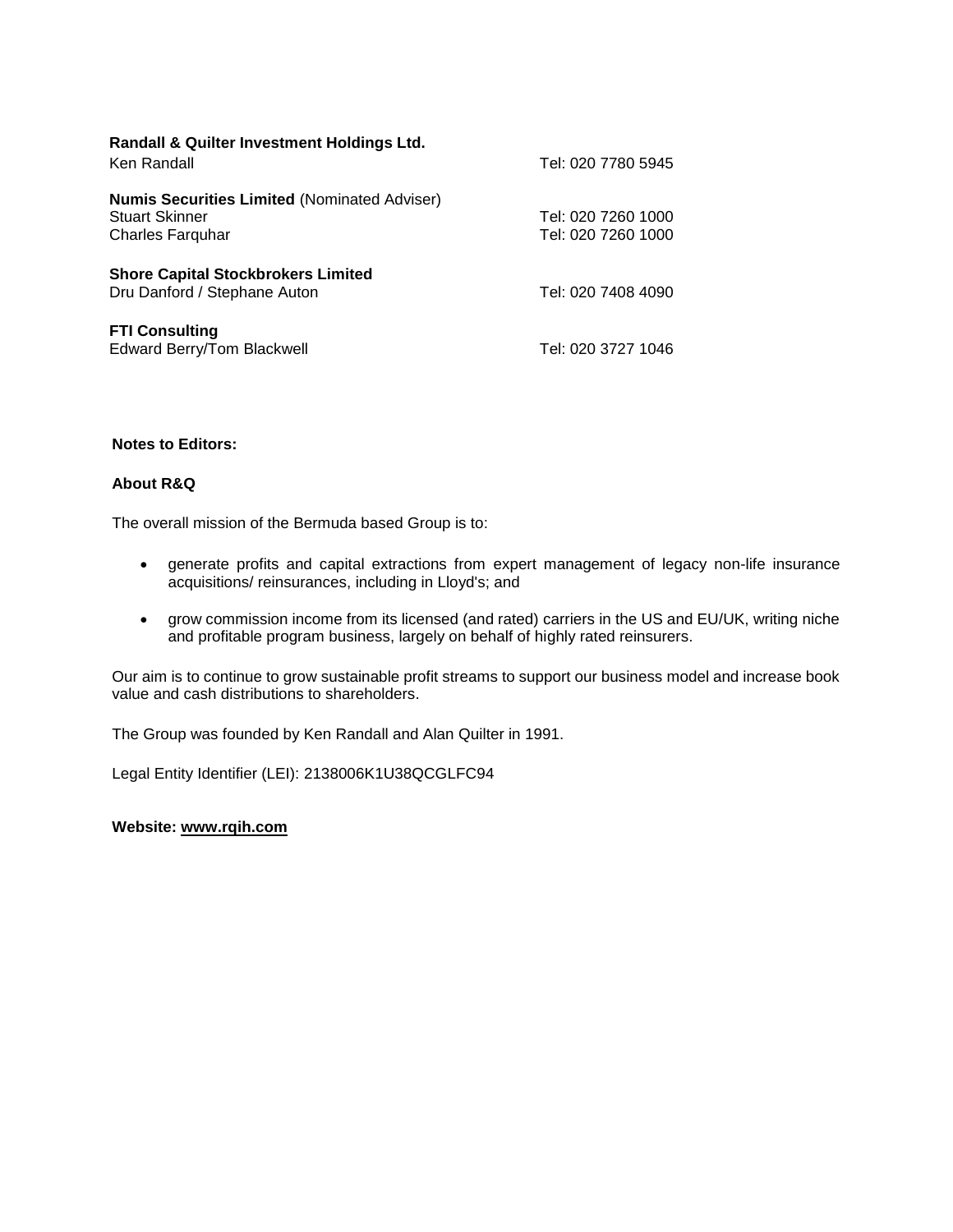| | |
|---|---|
| **Randall & Quilter Investment Holdings Ltd.** | |
| Ken Randall | Tel: 020 7780 5945 |
| **Numis Securities Limited** (Nominated Adviser) | |
| Stuart Skinner | Tel: 020 7260 1000 |
| Charles Farquhar | Tel: 020 7260 1000 |
| **Shore Capital Stockbrokers Limited** | |
| Dru Danford / Stephane Auton | Tel: 020 7408 4090 |
| **FTI Consulting** | |
| Edward Berry/Tom Blackwell | Tel: 020 3727 1046 |

**Notes to Editors:**

**About R&Q**

The overall mission of the Bermuda based Group is to:

- generate profits and capital extractions from expert management of legacy non-life insurance acquisitions/ reinsurances, including in Lloyd's; and
- grow commission income from its licensed (and rated) carriers in the US and EU/UK, writing niche and profitable program business, largely on behalf of highly rated reinsurers.

Our aim is to continue to grow sustainable profit streams to support our business model and increase book value and cash distributions to shareholders.

The Group was founded by Ken Randall and Alan Quilter in 1991.

Legal Entity Identifier (LEI): 2138006K1U38QCGLFC94

**Website: www.rqih.com**